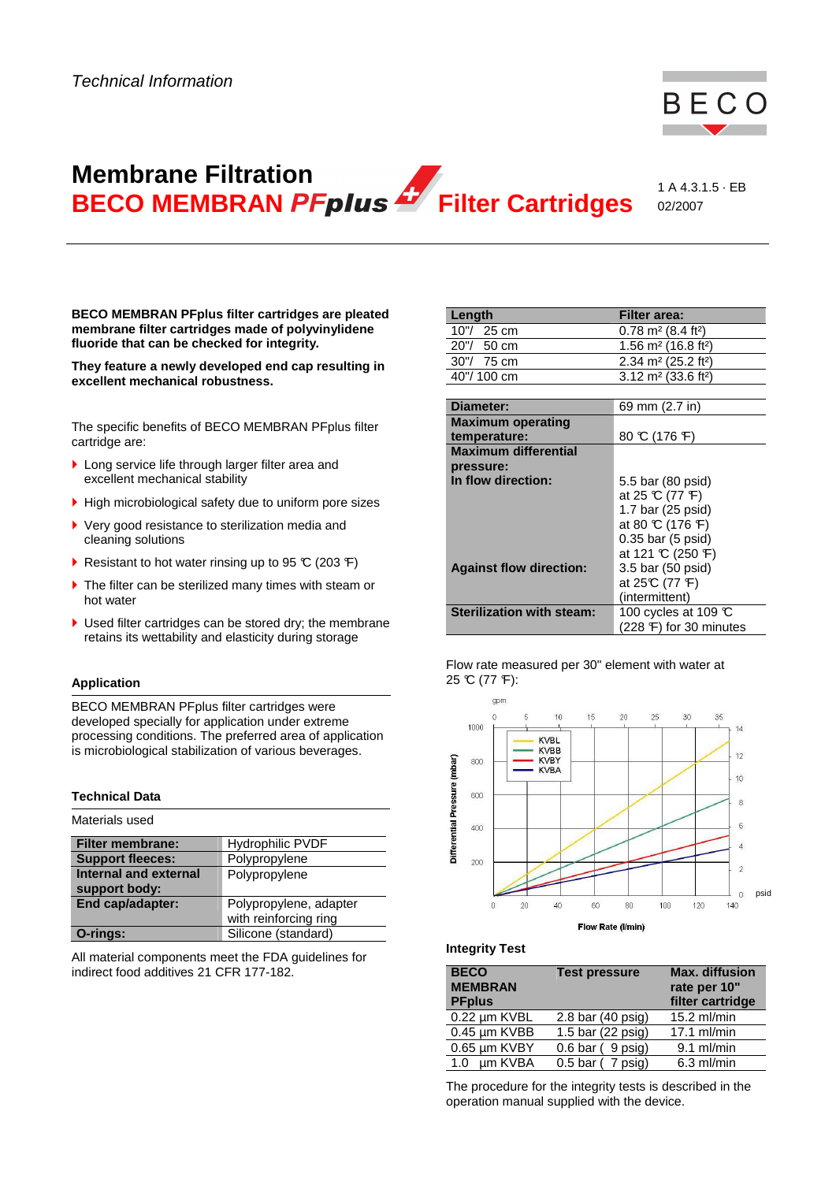*Technical Information*

# Membrane Filtration
# BECO MEMBRAN *PFplus* Filter Cartridges

1 A 4.3.1.5 · EB
02/2007

**BECO MEMBRAN PFplus filter cartridges are pleated membrane filter cartridges made of polyvinylidene fluoride that can be checked for integrity.**

**They feature a newly developed end cap resulting in excellent mechanical robustness.**

The specific benefits of BECO MEMBRAN PFplus filter cartridge are:

- Long service life through larger filter area and excellent mechanical stability
- High microbiological safety due to uniform pore sizes
- Very good resistance to sterilization media and cleaning solutions
- Resistant to hot water rinsing up to 95 ℃ (203 ℉)
- The filter can be sterilized many times with steam or hot water
- Used filter cartridges can be stored dry; the membrane retains its wettability and elasticity during storage

## Application

BECO MEMBRAN PFplus filter cartridges were developed specially for application under extreme processing conditions. The preferred area of application is microbiological stabilization of various beverages.

## Technical Data

Materials used

| | |
|---|---|
| **Filter membrane:** | Hydrophilic PVDF |
| **Support fleeces:** | Polypropylene |
| **Internal and external support body:** | Polypropylene |
| **End cap/adapter:** | Polypropylene, adapter with reinforcing ring |
| **O-rings:** | Silicone (standard) |

All material components meet the FDA guidelines for indirect food additives 21 CFR 177-182.

| Length | Filter area: |
|---|---|
| 10"/ 25 cm | 0.78 m² (8.4 ft²) |
| 20"/ 50 cm | 1.56 m² (16.8 ft²) |
| 30"/ 75 cm | 2.34 m² (25.2 ft²) |
| 40"/ 100 cm | 3.12 m² (33.6 ft²) |

| | |
|---|---|
| **Diameter:** | 69 mm (2.7 in) |
| **Maximum operating temperature:** | 80 ℃ (176 ℉) |
| **Maximum differential pressure:** **In flow direction:** | 5.5 bar (80 psid) at 25 ℃ (77 ℉) 1.7 bar (25 psid) at 80 ℃ (176 ℉) 0.35 bar (5 psid) at 121 ℃ (250 ℉) |
| **Against flow direction:** | 3.5 bar (50 psid) at 25℃ (77 ℉) (intermittent) |
| **Sterilization with steam:** | 100 cycles at 109 ℃ (228 ℉) for 30 minutes |

Flow rate measured per 30" element with water at 25 ℃ (77 ℉):

## Integrity Test

| BECO MEMBRAN PFplus | Test pressure | Max. diffusion rate per 10" filter cartridge |
|---|---|---|
| 0.22 µm KVBL | 2.8 bar (40 psig) | 15.2 ml/min |
| 0.45 µm KVBB | 1.5 bar (22 psig) | 17.1 ml/min |
| 0.65 µm KVBY | 0.6 bar ( 9 psig) | 9.1 ml/min |
| 1.0 µm KVBA | 0.5 bar ( 7 psig) | 6.3 ml/min |

The procedure for the integrity tests is described in the operation manual supplied with the device.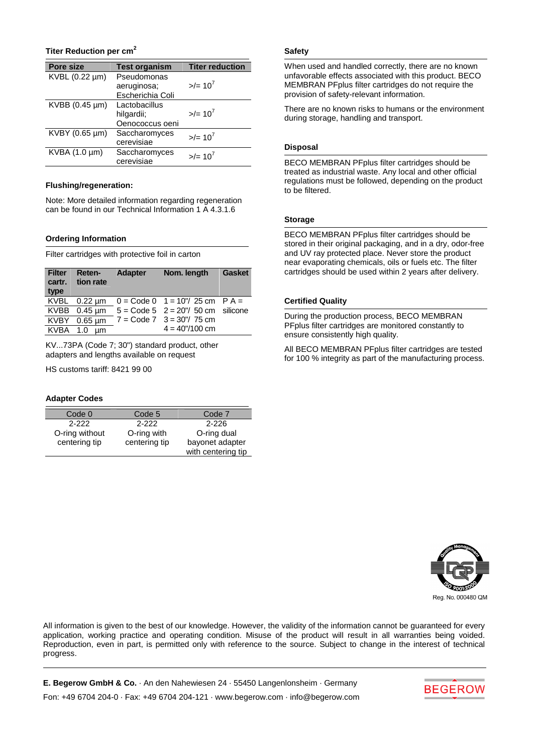### Titer Reduction per cm²

| Pore size | Test organism | Titer reduction |
|---|---|---|
| KVBL (0.22 µm) | Pseudomonas aeruginosa; Escherichia Coli | >/= $10^7$ |
| KVBB (0.45 µm) | Lactobacillus hilgardii; Oenococcus oeni | >/= $10^7$ |
| KVBY (0.65 µm) | Saccharomyces cerevisiae | >/= $10^7$ |
| KVBA (1.0 µm) | Saccharomyces cerevisiae | >/= $10^7$ |

### Flushing/regeneration:

Note: More detailed information regarding regeneration can be found in our Technical Information 1 A 4.3.1.6

### Ordering Information

Filter cartridges with protective foil in carton

| Filter cartr. type | Reten-tion rate | Adapter | Nom. length | Gasket |
|---|---|---|---|---|
| KVBL | 0.22 µm | 0 = Code 0 | 1 = 10"/ 25 cm | P A = silicone |
| KVBB | 0.45 µm | 5 = Code 5 | 2 = 20"/ 50 cm | |
| KVBY | 0.65 µm | 7 = Code 7 | 3 = 30"/ 75 cm | |
| KVBA | 1.0 µm | | 4 = 40"/100 cm | |

KV...73PA (Code 7; 30") standard product, other adapters and lengths available on request

HS customs tariff: 8421 99 00

### Adapter Codes

| Code 0 | Code 5 | Code 7 |
|---|---|---|
| 2-222 | 2-222 | 2-226 |
| O-ring without centering tip | O-ring with centering tip | O-ring dual bayonet adapter with centering tip |

### Safety

When used and handled correctly, there are no known unfavorable effects associated with this product. BECO MEMBRAN PFplus filter cartridges do not require the provision of safety-relevant information.

There are no known risks to humans or the environment during storage, handling and transport.

### Disposal

BECO MEMBRAN PFplus filter cartridges should be treated as industrial waste. Any local and other official regulations must be followed, depending on the product to be filtered.

### Storage

BECO MEMBRAN PFplus filter cartridges should be stored in their original packaging, and in a dry, odor-free and UV ray protected place. Never store the product near evaporating chemicals, oils or fuels etc. The filter cartridges should be used within 2 years after delivery.

### Certified Quality

During the production process, BECO MEMBRAN PFplus filter cartridges are monitored constantly to ensure consistently high quality.

All BECO MEMBRAN PFplus filter cartridges are tested for 100 % integrity as part of the manufacturing process.

Quality Management DQS ISO 9001:2000

Reg. No. 000480 QM

All information is given to the best of our knowledge. However, the validity of the information cannot be guaranteed for every application, working practice and operating condition. Misuse of the product will result in all warranties being voided. Reproduction, even in part, is permitted only with reference to the source. Subject to change in the interest of technical progress.

**E. Begerow GmbH & Co.** · An den Nahewiesen 24 · 55450 Langenlonsheim · Germany

Fon: +49 6704 204-0 · Fax: +49 6704 204-121 · www.begerow.com · info@begerow.com

BEGEROW